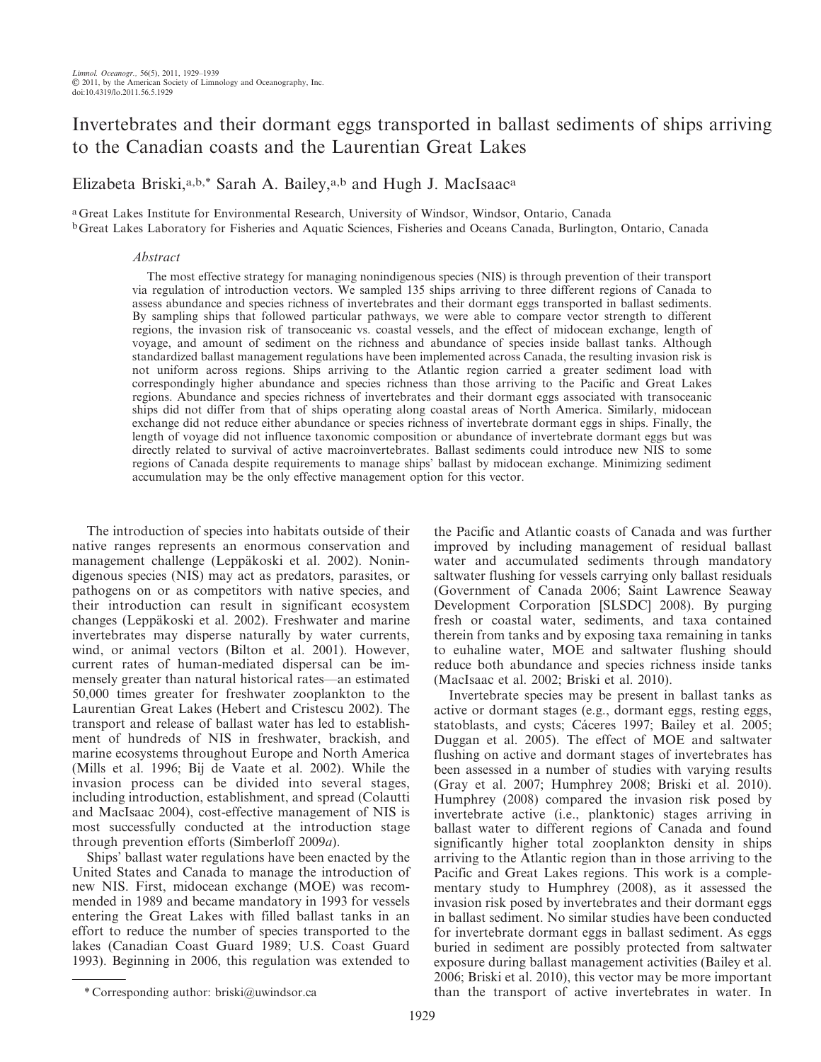# Invertebrates and their dormant eggs transported in ballast sediments of ships arriving to the Canadian coasts and the Laurentian Great Lakes

Elizabeta Briski,[a,b,*] Sarah A. Bailey,[a,b] and Hugh J. MacIsaac[a]

[a] Great Lakes Institute for Environmental Research, University of Windsor, Windsor, Ontario, Canada

[b] Great Lakes Laboratory for Fisheries and Aquatic Sciences, Fisheries and Oceans Canada, Burlington, Ontario, Canada

## Abstract

The most effective strategy for managing nonindigenous species (NIS) is through prevention of their transport via regulation of introduction vectors. We sampled 135 ships arriving to three different regions of Canada to assess abundance and species richness of invertebrates and their dormant eggs transported in ballast sediments. By sampling ships that followed particular pathways, we were able to compare vector strength to different regions, the invasion risk of transoceanic vs. coastal vessels, and the effect of midocean exchange, length of voyage, and amount of sediment on the richness and abundance of species inside ballast tanks. Although standardized ballast management regulations have been implemented across Canada, the resulting invasion risk is not uniform across regions. Ships arriving to the Atlantic region carried a greater sediment load with correspondingly higher abundance and species richness than those arriving to the Pacific and Great Lakes regions. Abundance and species richness of invertebrates and their dormant eggs associated with transoceanic ships did not differ from that of ships operating along coastal areas of North America. Similarly, midocean exchange did not reduce either abundance or species richness of invertebrate dormant eggs in ships. Finally, the length of voyage did not influence taxonomic composition or abundance of invertebrate dormant eggs but was directly related to survival of active macroinvertebrates. Ballast sediments could introduce new NIS to some regions of Canada despite requirements to manage ships' ballast by midocean exchange. Minimizing sediment accumulation may be the only effective management option for this vector.

The introduction of species into habitats outside of their native ranges represents an enormous conservation and management challenge (Leppäkoski et al. 2002). Nonindigenous species (NIS) may act as predators, parasites, or pathogens on or as competitors with native species, and their introduction can result in significant ecosystem changes (Leppäkoski et al. 2002). Freshwater and marine invertebrates may disperse naturally by water currents, wind, or animal vectors (Bilton et al. 2001). However, current rates of human-mediated dispersal can be immensely greater than natural historical rates—an estimated 50,000 times greater for freshwater zooplankton to the Laurentian Great Lakes (Hebert and Cristescu 2002). The transport and release of ballast water has led to establishment of hundreds of NIS in freshwater, brackish, and marine ecosystems throughout Europe and North America (Mills et al. 1996; Bij de Vaate et al. 2002). While the invasion process can be divided into several stages, including introduction, establishment, and spread (Colautti and MacIsaac 2004), cost-effective management of NIS is most successfully conducted at the introduction stage through prevention efforts (Simberloff 2009*a*).

Ships' ballast water regulations have been enacted by the United States and Canada to manage the introduction of new NIS. First, midocean exchange (MOE) was recommended in 1989 and became mandatory in 1993 for vessels entering the Great Lakes with filled ballast tanks in an effort to reduce the number of species transported to the lakes (Canadian Coast Guard 1989; U.S. Coast Guard 1993). Beginning in 2006, this regulation was extended to the Pacific and Atlantic coasts of Canada and was further improved by including management of residual ballast water and accumulated sediments through mandatory saltwater flushing for vessels carrying only ballast residuals (Government of Canada 2006; Saint Lawrence Seaway Development Corporation [SLSDC] 2008). By purging fresh or coastal water, sediments, and taxa contained therein from tanks and by exposing taxa remaining in tanks to euhaline water, MOE and saltwater flushing should reduce both abundance and species richness inside tanks (MacIsaac et al. 2002; Briski et al. 2010).

Invertebrate species may be present in ballast tanks as active or dormant stages (e.g., dormant eggs, resting eggs, statoblasts, and cysts; Cáceres 1997; Bailey et al. 2005; Duggan et al. 2005). The effect of MOE and saltwater flushing on active and dormant stages of invertebrates has been assessed in a number of studies with varying results (Gray et al. 2007; Humphrey 2008; Briski et al. 2010). Humphrey (2008) compared the invasion risk posed by invertebrate active (i.e., planktonic) stages arriving in ballast water to different regions of Canada and found significantly higher total zooplankton density in ships arriving to the Atlantic region than in those arriving to the Pacific and Great Lakes regions. This work is a complementary study to Humphrey (2008), as it assessed the invasion risk posed by invertebrates and their dormant eggs in ballast sediment. No similar studies have been conducted for invertebrate dormant eggs in ballast sediment. As eggs buried in sediment are possibly protected from saltwater exposure during ballast management activities (Bailey et al. 2006; Briski et al. 2010), this vector may be more important than the transport of active invertebrates in water. In

\* Corresponding author: briski@uwindsor.ca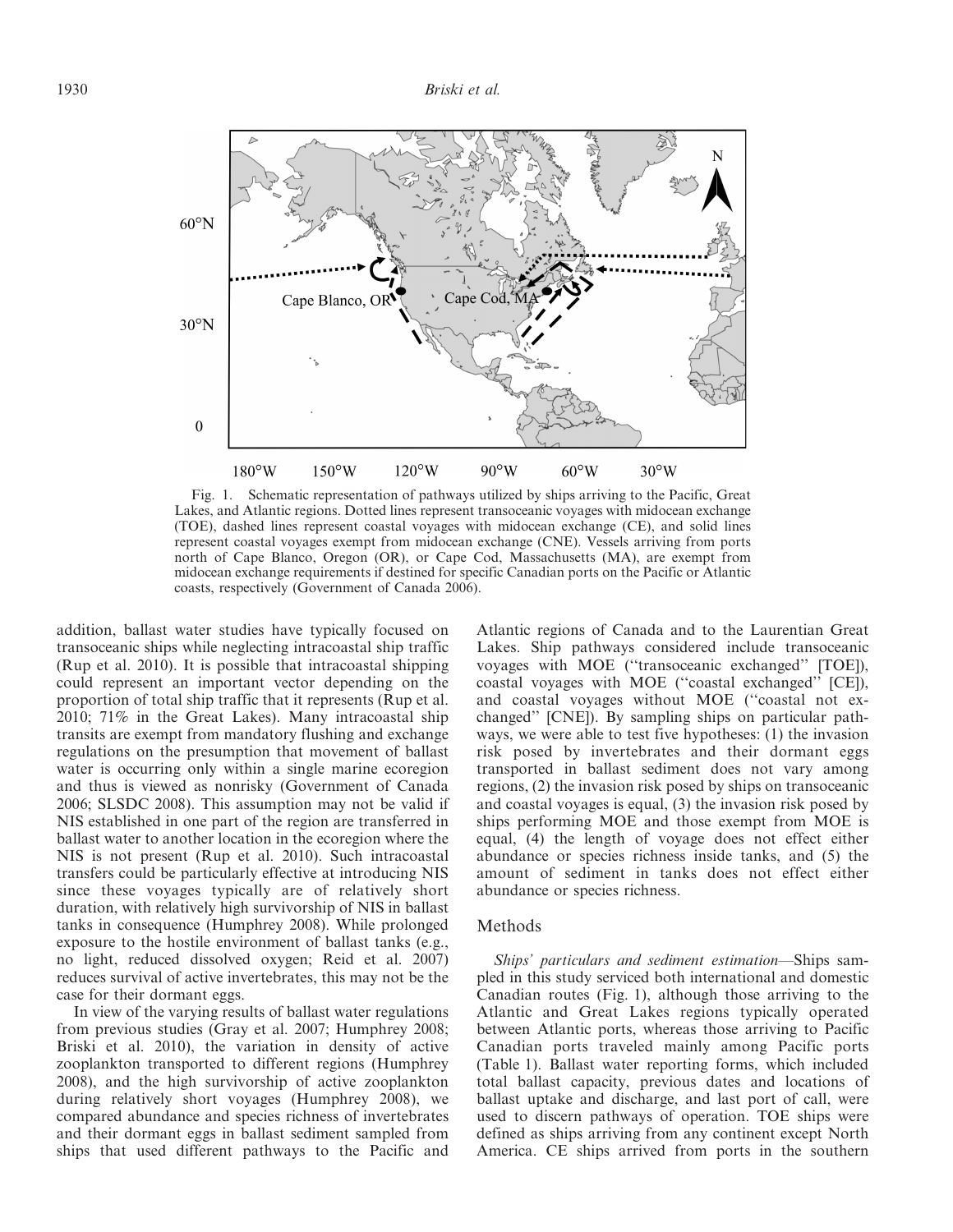Fig. 1. Schematic representation of pathways utilized by ships arriving to the Pacific, Great Lakes, and Atlantic regions. Dotted lines represent transoceanic voyages with midocean exchange (TOE), dashed lines represent coastal voyages with midocean exchange (CE), and solid lines represent coastal voyages exempt from midocean exchange (CNE). Vessels arriving from ports north of Cape Blanco, Oregon (OR), or Cape Cod, Massachusetts (MA), are exempt from midocean exchange requirements if destined for specific Canadian ports on the Pacific or Atlantic coasts, respectively (Government of Canada 2006).

addition, ballast water studies have typically focused on transoceanic ships while neglecting intracoastal ship traffic (Rup et al. 2010). It is possible that intracoastal shipping could represent an important vector depending on the proportion of total ship traffic that it represents (Rup et al. 2010; 71% in the Great Lakes). Many intracoastal ship transits are exempt from mandatory flushing and exchange regulations on the presumption that movement of ballast water is occurring only within a single marine ecoregion and thus is viewed as nonrisky (Government of Canada 2006; SLSDC 2008). This assumption may not be valid if NIS established in one part of the region are transferred in ballast water to another location in the ecoregion where the NIS is not present (Rup et al. 2010). Such intracoastal transfers could be particularly effective at introducing NIS since these voyages typically are of relatively short duration, with relatively high survivorship of NIS in ballast tanks in consequence (Humphrey 2008). While prolonged exposure to the hostile environment of ballast tanks (e.g., no light, reduced dissolved oxygen; Reid et al. 2007) reduces survival of active invertebrates, this may not be the case for their dormant eggs.

In view of the varying results of ballast water regulations from previous studies (Gray et al. 2007; Humphrey 2008; Briski et al. 2010), the variation in density of active zooplankton transported to different regions (Humphrey 2008), and the high survivorship of active zooplankton during relatively short voyages (Humphrey 2008), we compared abundance and species richness of invertebrates and their dormant eggs in ballast sediment sampled from ships that used different pathways to the Pacific and Atlantic regions of Canada and to the Laurentian Great Lakes. Ship pathways considered include transoceanic voyages with MOE ("transoceanic exchanged" [TOE]), coastal voyages with MOE ("coastal exchanged" [CE]), and coastal voyages without MOE ("coastal not exchanged" [CNE]). By sampling ships on particular pathways, we were able to test five hypotheses: (1) the invasion risk posed by invertebrates and their dormant eggs transported in ballast sediment does not vary among regions, (2) the invasion risk posed by ships on transoceanic and coastal voyages is equal, (3) the invasion risk posed by ships performing MOE and those exempt from MOE is equal, (4) the length of voyage does not effect either abundance or species richness inside tanks, and (5) the amount of sediment in tanks does not effect either abundance or species richness.

## Methods

*Ships' particulars and sediment estimation*—Ships sampled in this study serviced both international and domestic Canadian routes (Fig. 1), although those arriving to the Atlantic and Great Lakes regions typically operated between Atlantic ports, whereas those arriving to Pacific Canadian ports traveled mainly among Pacific ports (Table 1). Ballast water reporting forms, which included total ballast capacity, previous dates and locations of ballast uptake and discharge, and last port of call, were used to discern pathways of operation. TOE ships were defined as ships arriving from any continent except North America. CE ships arrived from ports in the southern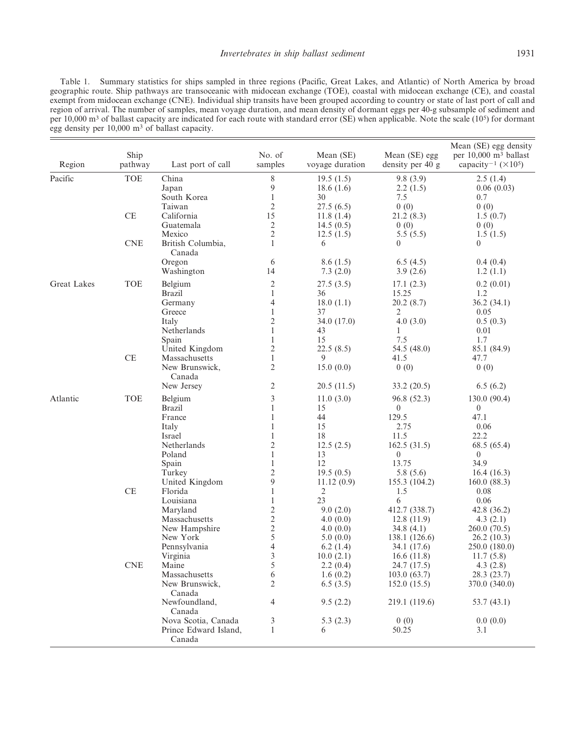Table 1. Summary statistics for ships sampled in three regions (Pacific, Great Lakes, and Atlantic) of North America by broad geographic route. Ship pathways are transoceanic with midocean exchange (TOE), coastal with midocean exchange (CE), and coastal exempt from midocean exchange (CNE). Individual ship transits have been grouped according to country or state of last port of call and region of arrival. The number of samples, mean voyage duration, and mean density of dormant eggs per 40-g subsample of sediment and per 10,000 m³ of ballast capacity are indicated for each route with standard error (SE) when applicable. Note the scale ($10^5$) for dormant egg density per 10,000 m³ of ballast capacity.

| Region | Ship pathway | Last port of call | No. of samples | Mean (SE) voyage duration | Mean (SE) egg density per 40 g | Mean (SE) egg density per 10,000 m³ ballast capacity$^{-1}$ ($\times 10^5$) |
|---|---|---|---|---|---|---|
| Pacific | TOE | China | 8 | 19.5 (1.5) | 9.8 (3.9) | 2.5 (1.4) |
| | | Japan | 9 | 18.6 (1.6) | 2.2 (1.5) | 0.06 (0.03) |
| | | South Korea | 1 | 30 | 7.5 | 0.7 |
| | | Taiwan | 2 | 27.5 (6.5) | 0 (0) | 0 (0) |
| | CE | California | 15 | 11.8 (1.4) | 21.2 (8.3) | 1.5 (0.7) |
| | | Guatemala | 2 | 14.5 (0.5) | 0 (0) | 0 (0) |
| | | Mexico | 2 | 12.5 (1.5) | 5.5 (5.5) | 1.5 (1.5) |
| | CNE | British Columbia, Canada | 1 | 6 | 0 | 0 |
| | | Oregon | 6 | 8.6 (1.5) | 6.5 (4.5) | 0.4 (0.4) |
| | | Washington | 14 | 7.3 (2.0) | 3.9 (2.6) | 1.2 (1.1) |
| Great Lakes | TOE | Belgium | 2 | 27.5 (3.5) | 17.1 (2.3) | 0.2 (0.01) |
| | | Brazil | 1 | 36 | 15.25 | 1.2 |
| | | Germany | 4 | 18.0 (1.1) | 20.2 (8.7) | 36.2 (34.1) |
| | | Greece | 1 | 37 | 2 | 0.05 |
| | | Italy | 2 | 34.0 (17.0) | 4.0 (3.0) | 0.5 (0.3) |
| | | Netherlands | 1 | 43 | 1 | 0.01 |
| | | Spain | 1 | 15 | 7.5 | 1.7 |
| | | United Kingdom | 2 | 22.5 (8.5) | 54.5 (48.0) | 85.1 (84.9) |
| | CE | Massachusetts | 1 | 9 | 41.5 | 47.7 |
| | | New Brunswick, Canada | 2 | 15.0 (0.0) | 0 (0) | 0 (0) |
| | | New Jersey | 2 | 20.5 (11.5) | 33.2 (20.5) | 6.5 (6.2) |
| Atlantic | TOE | Belgium | 3 | 11.0 (3.0) | 96.8 (52.3) | 130.0 (90.4) |
| | | Brazil | 1 | 15 | 0 | 0 |
| | | France | 1 | 44 | 129.5 | 47.1 |
| | | Italy | 1 | 15 | 2.75 | 0.06 |
| | | Israel | 1 | 18 | 11.5 | 22.2 |
| | | Netherlands | 2 | 12.5 (2.5) | 162.5 (31.5) | 68.5 (65.4) |
| | | Poland | 1 | 13 | 0 | 0 |
| | | Spain | 1 | 12 | 13.75 | 34.9 |
| | | Turkey | 2 | 19.5 (0.5) | 5.8 (5.6) | 16.4 (16.3) |
| | | United Kingdom | 9 | 11.12 (0.9) | 155.3 (104.2) | 160.0 (88.3) |
| | CE | Florida | 1 | 2 | 1.5 | 0.08 |
| | | Louisiana | 1 | 23 | 6 | 0.06 |
| | | Maryland | 2 | 9.0 (2.0) | 412.7 (338.7) | 42.8 (36.2) |
| | | Massachusetts | 2 | 4.0 (0.0) | 12.8 (11.9) | 4.3 (2.1) |
| | | New Hampshire | 2 | 4.0 (0.0) | 34.8 (4.1) | 260.0 (70.5) |
| | | New York | 5 | 5.0 (0.0) | 138.1 (126.6) | 26.2 (10.3) |
| | | Pennsylvania | 4 | 6.2 (1.4) | 34.1 (17.6) | 250.0 (180.0) |
| | | Virginia | 3 | 10.0 (2.1) | 16.6 (11.8) | 11.7 (5.8) |
| | CNE | Maine | 5 | 2.2 (0.4) | 24.7 (17.5) | 4.3 (2.8) |
| | | Massachusetts | 6 | 1.6 (0.2) | 103.0 (63.7) | 28.3 (23.7) |
| | | New Brunswick, Canada | 2 | 6.5 (3.5) | 152.0 (15.5) | 370.0 (340.0) |
| | | Newfoundland, Canada | 4 | 9.5 (2.2) | 219.1 (119.6) | 53.7 (43.1) |
| | | Nova Scotia, Canada | 3 | 5.3 (2.3) | 0 (0) | 0.0 (0.0) |
| | | Prince Edward Island, Canada | 1 | 6 | 50.25 | 3.1 |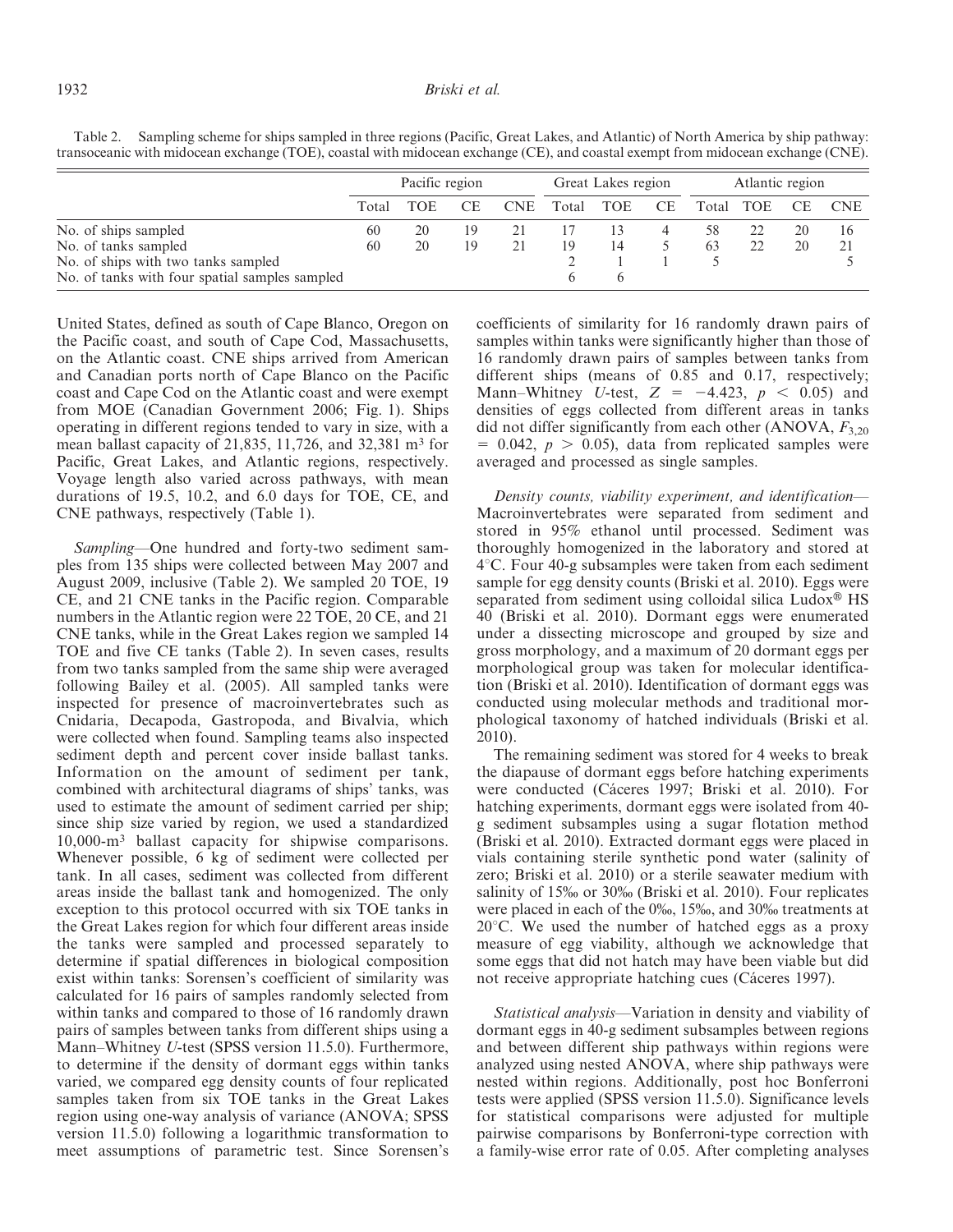Table 2. Sampling scheme for ships sampled in three regions (Pacific, Great Lakes, and Atlantic) of North America by ship pathway: transoceanic with midocean exchange (TOE), coastal with midocean exchange (CE), and coastal exempt from midocean exchange (CNE).

| | Pacific region | | | | Great Lakes region | | | Atlantic region | | | |
|---|---|---|---|---|---|---|---|---|---|---|---|
| | Total | TOE | CE | CNE | Total | TOE | CE | Total | TOE | CE | CNE |
| No. of ships sampled | 60 | 20 | 19 | 21 | 17 | 13 | 4 | 58 | 22 | 20 | 16 |
| No. of tanks sampled | 60 | 20 | 19 | 21 | 19 | 14 | 5 | 63 | 22 | 20 | 21 |
| No. of ships with two tanks sampled | | | | | 2 | 1 | 1 | 5 | | | 5 |
| No. of tanks with four spatial samples sampled | | | | | 6 | 6 | | | | | |

United States, defined as south of Cape Blanco, Oregon on the Pacific coast, and south of Cape Cod, Massachusetts, on the Atlantic coast. CNE ships arrived from American and Canadian ports north of Cape Blanco on the Pacific coast and Cape Cod on the Atlantic coast and were exempt from MOE (Canadian Government 2006; Fig. 1). Ships operating in different regions tended to vary in size, with a mean ballast capacity of 21,835, 11,726, and 32,381 m$^3$ for Pacific, Great Lakes, and Atlantic regions, respectively. Voyage length also varied across pathways, with mean durations of 19.5, 10.2, and 6.0 days for TOE, CE, and CNE pathways, respectively (Table 1).

*Sampling*—One hundred and forty-two sediment samples from 135 ships were collected between May 2007 and August 2009, inclusive (Table 2). We sampled 20 TOE, 19 CE, and 21 CNE tanks in the Pacific region. Comparable numbers in the Atlantic region were 22 TOE, 20 CE, and 21 CNE tanks, while in the Great Lakes region we sampled 14 TOE and five CE tanks (Table 2). In seven cases, results from two tanks sampled from the same ship were averaged following Bailey et al. (2005). All sampled tanks were inspected for presence of macroinvertebrates such as Cnidaria, Decapoda, Gastropoda, and Bivalvia, which were collected when found. Sampling teams also inspected sediment depth and percent cover inside ballast tanks. Information on the amount of sediment per tank, combined with architectural diagrams of ships' tanks, was used to estimate the amount of sediment carried per ship; since ship size varied by region, we used a standardized 10,000-m$^3$ ballast capacity for shipwise comparisons. Whenever possible, 6 kg of sediment were collected per tank. In all cases, sediment was collected from different areas inside the ballast tank and homogenized. The only exception to this protocol occurred with six TOE tanks in the Great Lakes region for which four different areas inside the tanks were sampled and processed separately to determine if spatial differences in biological composition exist within tanks: Sorensen's coefficient of similarity was calculated for 16 pairs of samples randomly selected from within tanks and compared to those of 16 randomly drawn pairs of samples between tanks from different ships using a Mann–Whitney *U*-test (SPSS version 11.5.0). Furthermore, to determine if the density of dormant eggs within tanks varied, we compared egg density counts of four replicated samples taken from six TOE tanks in the Great Lakes region using one-way analysis of variance (ANOVA; SPSS version 11.5.0) following a logarithmic transformation to meet assumptions of parametric test. Since Sorensen's coefficients of similarity for 16 randomly drawn pairs of samples within tanks were significantly higher than those of 16 randomly drawn pairs of samples between tanks from different ships (means of 0.85 and 0.17, respectively; Mann–Whitney *U*-test, $Z = -4.423$, $p < 0.05$) and densities of eggs collected from different areas in tanks did not differ significantly from each other (ANOVA, $F_{3,20} = 0.042$, $p > 0.05$), data from replicated samples were averaged and processed as single samples.

*Density counts, viability experiment, and identification*—Macroinvertebrates were separated from sediment and stored in 95% ethanol until processed. Sediment was thoroughly homogenized in the laboratory and stored at 4°C. Four 40-g subsamples were taken from each sediment sample for egg density counts (Briski et al. 2010). Eggs were separated from sediment using colloidal silica Ludox® HS 40 (Briski et al. 2010). Dormant eggs were enumerated under a dissecting microscope and grouped by size and gross morphology, and a maximum of 20 dormant eggs per morphological group was taken for molecular identification (Briski et al. 2010). Identification of dormant eggs was conducted using molecular methods and traditional morphological taxonomy of hatched individuals (Briski et al. 2010).

The remaining sediment was stored for 4 weeks to break the diapause of dormant eggs before hatching experiments were conducted (Cáceres 1997; Briski et al. 2010). For hatching experiments, dormant eggs were isolated from 40-g sediment subsamples using a sugar flotation method (Briski et al. 2010). Extracted dormant eggs were placed in vials containing sterile synthetic pond water (salinity of zero; Briski et al. 2010) or a sterile seawater medium with salinity of 15‰ or 30‰ (Briski et al. 2010). Four replicates were placed in each of the 0‰, 15‰, and 30‰ treatments at 20°C. We used the number of hatched eggs as a proxy measure of egg viability, although we acknowledge that some eggs that did not hatch may have been viable but did not receive appropriate hatching cues (Cáceres 1997).

*Statistical analysis*—Variation in density and viability of dormant eggs in 40-g sediment subsamples between regions and between different ship pathways within regions were analyzed using nested ANOVA, where ship pathways were nested within regions. Additionally, post hoc Bonferroni tests were applied (SPSS version 11.5.0). Significance levels for statistical comparisons were adjusted for multiple pairwise comparisons by Bonferroni-type correction with a family-wise error rate of 0.05. After completing analyses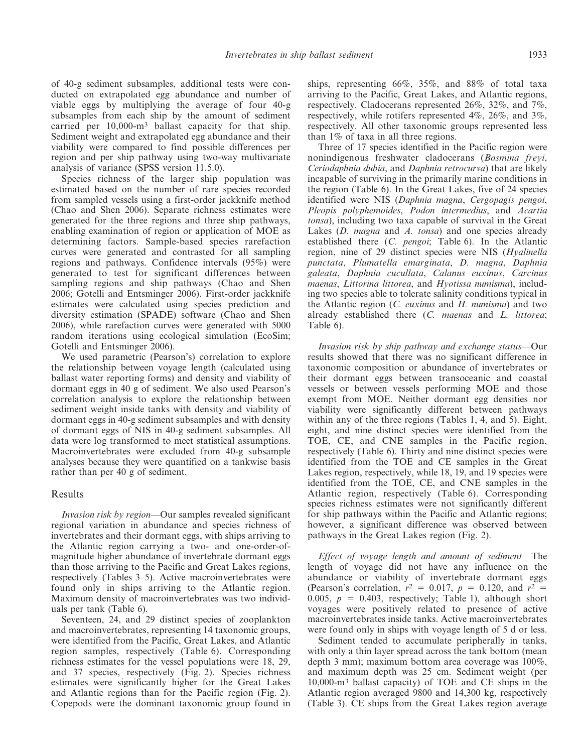of 40-g sediment subsamples, additional tests were conducted on extrapolated egg abundance and number of viable eggs by multiplying the average of four 40-g subsamples from each ship by the amount of sediment carried per 10,000-$m^3$ ballast capacity for that ship. Sediment weight and extrapolated egg abundance and their viability were compared to find possible differences per region and per ship pathway using two-way multivariate analysis of variance (SPSS version 11.5.0).

Species richness of the larger ship population was estimated based on the number of rare species recorded from sampled vessels using a first-order jackknife method (Chao and Shen 2006). Separate richness estimates were generated for the three regions and three ship pathways, enabling examination of region or application of MOE as determining factors. Sample-based species rarefaction curves were generated and contrasted for all sampling regions and pathways. Confidence intervals (95%) were generated to test for significant differences between sampling regions and ship pathways (Chao and Shen 2006; Gotelli and Entsminger 2006). First-order jackknife estimates were calculated using species prediction and diversity estimation (SPADE) software (Chao and Shen 2006), while rarefaction curves were generated with 5000 random iterations using ecological simulation (EcoSim; Gotelli and Entsminger 2006).

We used parametric (Pearson's) correlation to explore the relationship between voyage length (calculated using ballast water reporting forms) and density and viability of dormant eggs in 40 g of sediment. We also used Pearson's correlation analysis to explore the relationship between sediment weight inside tanks with density and viability of dormant eggs in 40-g sediment subsamples and with density of dormant eggs of NIS in 40-g sediment subsamples. All data were log transformed to meet statistical assumptions. Macroinvertebrates were excluded from 40-g subsample analyses because they were quantified on a tankwise basis rather than per 40 g of sediment.

## Results

*Invasion risk by region*—Our samples revealed significant regional variation in abundance and species richness of invertebrates and their dormant eggs, with ships arriving to the Atlantic region carrying a two- and one-order-of-magnitude higher abundance of invertebrate dormant eggs than those arriving to the Pacific and Great Lakes regions, respectively (Tables 3–5). Active macroinvertebrates were found only in ships arriving to the Atlantic region. Maximum density of macroinvertebrates was two individuals per tank (Table 6).

Seventeen, 24, and 29 distinct species of zooplankton and macroinvertebrates, representing 14 taxonomic groups, were identified from the Pacific, Great Lakes, and Atlantic region samples, respectively (Table 6). Corresponding richness estimates for the vessel populations were 18, 29, and 37 species, respectively (Fig. 2). Species richness estimates were significantly higher for the Great Lakes and Atlantic regions than for the Pacific region (Fig. 2). Copepods were the dominant taxonomic group found in ships, representing 66%, 35%, and 88% of total taxa arriving to the Pacific, Great Lakes, and Atlantic regions, respectively. Cladocerans represented 26%, 32%, and 7%, respectively, while rotifers represented 4%, 26%, and 3%, respectively. All other taxonomic groups represented less than 1% of taxa in all three regions.

Three of 17 species identified in the Pacific region were nonindigenous freshwater cladocerans (*Bosmina freyi*, *Ceriodaphnia dubia*, and *Daphnia retrocurva*) that are likely incapable of surviving in the primarily marine conditions in the region (Table 6). In the Great Lakes, five of 24 species identified were NIS (*Daphnia magna*, *Cergopagis pengoi*, *Pleopis polyphemoides*, *Podon intermedius*, and *Acartia tonsa*), including two taxa capable of survival in the Great Lakes (*D. magna* and *A. tonsa*) and one species already established there (*C. pengoi*; Table 6). In the Atlantic region, nine of 29 distinct species were NIS (*Hyalinella punctata*, *Plumatella emarginata*, *D. magna*, *Daphnia galeata*, *Daphnia cucullata*, *Calanus euxinus*, *Carcinus maenas*, *Littorina littorea*, and *Hyotissa numisma*), including two species able to tolerate salinity conditions typical in the Atlantic region (*C. euxinus* and *H. numisma*) and two already established there (*C. maenas* and *L. littorea*; Table 6).

*Invasion risk by ship pathway and exchange status*—Our results showed that there was no significant difference in taxonomic composition or abundance of invertebrates or their dormant eggs between transoceanic and coastal vessels or between vessels performing MOE and those exempt from MOE. Neither dormant egg densities nor viability were significantly different between pathways within any of the three regions (Tables 1, 4, and 5). Eight, eight, and nine distinct species were identified from the TOE, CE, and CNE samples in the Pacific region, respectively (Table 6). Thirty and nine distinct species were identified from the TOE and CE samples in the Great Lakes region, respectively, while 18, 19, and 19 species were identified from the TOE, CE, and CNE samples in the Atlantic region, respectively (Table 6). Corresponding species richness estimates were not significantly different for ship pathways within the Pacific and Atlantic regions; however, a significant difference was observed between pathways in the Great Lakes region (Fig. 2).

*Effect of voyage length and amount of sediment*—The length of voyage did not have any influence on the abundance or viability of invertebrate dormant eggs (Pearson's correlation, $r^2 = 0.017$, $p = 0.120$, and $r^2 = 0.005$, $p = 0.403$, respectively; Table 1), although short voyages were positively related to presence of active macroinvertebrates inside tanks. Active macroinvertebrates were found only in ships with voyage length of 5 d or less.

Sediment tended to accumulate peripherally in tanks, with only a thin layer spread across the tank bottom (mean depth 3 mm); maximum bottom area coverage was 100%, and maximum depth was 25 cm. Sediment weight (per 10,000-$m^3$ ballast capacity) of TOE and CE ships in the Atlantic region averaged 9800 and 14,300 kg, respectively (Table 3). CE ships from the Great Lakes region average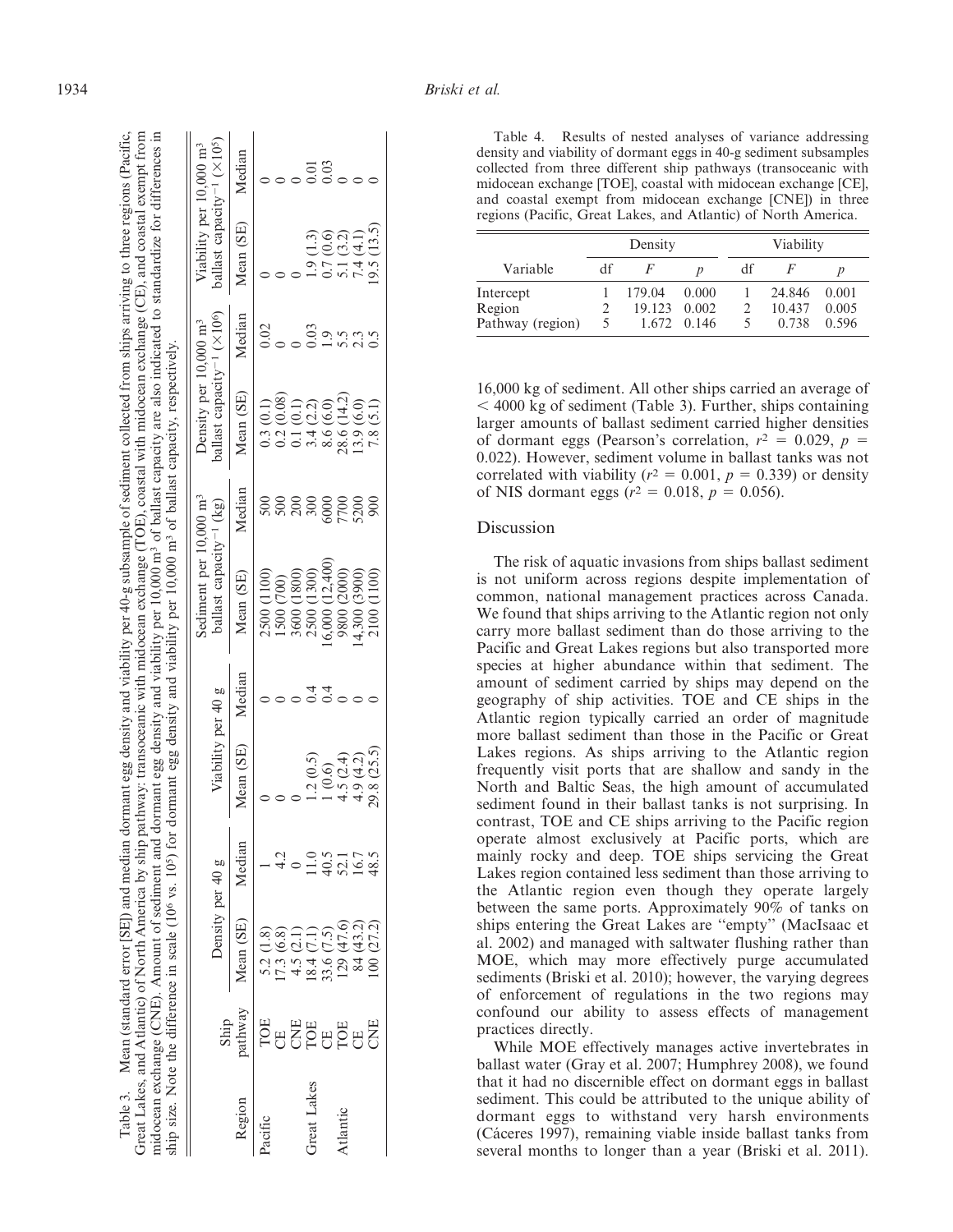Table 3. Mean (standard error [SE]) and median dormant egg density and viability per 40-g subsample of sediment collected from ships arriving to three regions (Pacific, Great Lakes, and Atlantic) of North America by ship pathway: transoceanic with midocean exchange (TOE), coastal with midocean exchange (CE), and coastal exempt from midocean exchange (CNE). Amount of sediment and dormant egg density and viability per 10,000 m³ of ballast capacity are also indicated to standardize for differences in ship size. Note the difference in scale ($10^6$ vs. $10^5$) for dormant egg density and viability per 10,000 m³ of ballast capacity, respectively.

| Region | Ship pathway | Density per 40 g | | Viability per 40 g | | Sediment per 10,000 m³ ballast capacity⁻¹ (kg) | | Density per 10,000 m³ ballast capacity⁻¹ ($\times 10^6$) | | Viability per 10,000 m³ ballast capacity⁻¹ ($\times 10^5$) | |
|---|---|---|---|---|---|---|---|---|---|---|---|
| | | Mean (SE) | Median | Mean (SE) | Median | Mean (SE) | Median | Mean (SE) | Median | Mean (SE) | Median |
| Pacific | TOE | 5.2 (1.8) | 1 | 0 | 0 | 2500 (1100) | 500 | 0.3 (0.1) | 0.02 | 0 | 0 |
| | CE | 17.3 (6.8) | 4.2 | 0 | 0 | 1500 (700) | 500 | 0.2 (0.08) | 0 | 0 | 0 |
| | CNE | 4.5 (2.1) | 0 | 0 | 0 | 3600 (1800) | 200 | 0.1 (0.1) | 0 | 0 | 0 |
| Great Lakes | TOE | 18.4 (7.1) | 11.0 | 1.2 (0.5) | 0.4 | 2500 (1300) | 300 | 3.4 (2.2) | 0.03 | 1.9 (1.3) | 0.01 |
| | CE | 33.6 (7.5) | 40.5 | 1 (0.6) | 0.4 | 16,000 (12,400) | 6000 | 8.6 (6.0) | 1.9 | 0.7 (0.6) | 0.03 |
| Atlantic | TOE | 129 (47.6) | 52.1 | 4.5 (2.4) | 0 | 9800 (2000) | 7700 | 28.6 (14.2) | 5.5 | 5.1 (3.2) | 0 |
| | CE | 84 (43.2) | 16.7 | 4.9 (4.2) | 0 | 14,300 (3900) | 5200 | 13.9 (6.0) | 2.3 | 7.4 (4.1) | 0 |
| | CNE | 100 (27.2) | 48.5 | 29.8 (25.5) | 0 | 2100 (1100) | 900 | 7.8 (5.1) | 0.5 | 19.5 (13.5) | 0 |

Table 4. Results of nested analyses of variance addressing density and viability of dormant eggs in 40-g sediment subsamples collected from three different ship pathways (transoceanic with midocean exchange [TOE], coastal with midocean exchange [CE], and coastal exempt from midocean exchange [CNE]) in three regions (Pacific, Great Lakes, and Atlantic) of North America.

| Variable | Density | | | Viability | | |
|---|---|---|---|---|---|---|
| | df | $F$ | $p$ | df | $F$ | $p$ |
| Intercept | 1 | 179.04 | 0.000 | 1 | 24.846 | 0.001 |
| Region | 2 | 19.123 | 0.002 | 2 | 10.437 | 0.005 |
| Pathway (region) | 5 | 1.672 | 0.146 | 5 | 0.738 | 0.596 |

16,000 kg of sediment. All other ships carried an average of < 4000 kg of sediment (Table 3). Further, ships containing larger amounts of ballast sediment carried higher densities of dormant eggs (Pearson's correlation, $r^2 = 0.029$, $p = 0.022$). However, sediment volume in ballast tanks was not correlated with viability ($r^2 = 0.001$, $p = 0.339$) or density of NIS dormant eggs ($r^2 = 0.018$, $p = 0.056$).

## Discussion

The risk of aquatic invasions from ships ballast sediment is not uniform across regions despite implementation of common, national management practices across Canada. We found that ships arriving to the Atlantic region not only carry more ballast sediment than do those arriving to the Pacific and Great Lakes regions but also transported more species at higher abundance within that sediment. The amount of sediment carried by ships may depend on the geography of ship activities. TOE and CE ships in the Atlantic region typically carried an order of magnitude more ballast sediment than those in the Pacific or Great Lakes regions. As ships arriving to the Atlantic region frequently visit ports that are shallow and sandy in the North and Baltic Seas, the high amount of accumulated sediment found in their ballast tanks is not surprising. In contrast, TOE and CE ships arriving to the Pacific region operate almost exclusively at Pacific ports, which are mainly rocky and deep. TOE ships servicing the Great Lakes region contained less sediment than those arriving to the Atlantic region even though they operate largely between the same ports. Approximately 90% of tanks on ships entering the Great Lakes are "empty" (MacIsaac et al. 2002) and managed with saltwater flushing rather than MOE, which may more effectively purge accumulated sediments (Briski et al. 2010); however, the varying degrees of enforcement of regulations in the two regions may confound our ability to assess effects of management practices directly.

While MOE effectively manages active invertebrates in ballast water (Gray et al. 2007; Humphrey 2008), we found that it had no discernible effect on dormant eggs in ballast sediment. This could be attributed to the unique ability of dormant eggs to withstand very harsh environments (Cáceres 1997), remaining viable inside ballast tanks from several months to longer than a year (Briski et al. 2011).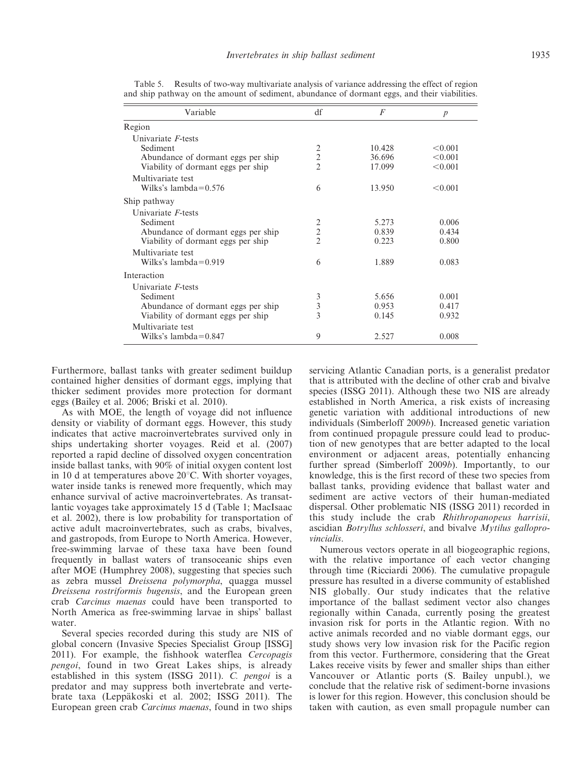Table 5. Results of two-way multivariate analysis of variance addressing the effect of region and ship pathway on the amount of sediment, abundance of dormant eggs, and their viabilities.

| Variable | df | $F$ | $p$ |
|---|---|---|---|
| Region | | | |
| Univariate $F$-tests | | | |
| Sediment | 2 | 10.428 | <0.001 |
| Abundance of dormant eggs per ship | 2 | 36.696 | <0.001 |
| Viability of dormant eggs per ship | 2 | 17.099 | <0.001 |
| Multivariate test | | | |
| Wilks's lambda=0.576 | 6 | 13.950 | <0.001 |
| Ship pathway | | | |
| Univariate $F$-tests | | | |
| Sediment | 2 | 5.273 | 0.006 |
| Abundance of dormant eggs per ship | 2 | 0.839 | 0.434 |
| Viability of dormant eggs per ship | 2 | 0.223 | 0.800 |
| Multivariate test | | | |
| Wilks's lambda=0.919 | 6 | 1.889 | 0.083 |
| Interaction | | | |
| Univariate $F$-tests | | | |
| Sediment | 3 | 5.656 | 0.001 |
| Abundance of dormant eggs per ship | 3 | 0.953 | 0.417 |
| Viability of dormant eggs per ship | 3 | 0.145 | 0.932 |
| Multivariate test | | | |
| Wilks's lambda=0.847 | 9 | 2.527 | 0.008 |

Furthermore, ballast tanks with greater sediment buildup contained higher densities of dormant eggs, implying that thicker sediment provides more protection for dormant eggs (Bailey et al. 2006; Briski et al. 2010).

As with MOE, the length of voyage did not influence density or viability of dormant eggs. However, this study indicates that active macroinvertebrates survived only in ships undertaking shorter voyages. Reid et al. (2007) reported a rapid decline of dissolved oxygen concentration inside ballast tanks, with 90% of initial oxygen content lost in 10 d at temperatures above 20°C. With shorter voyages, water inside tanks is renewed more frequently, which may enhance survival of active macroinvertebrates. As transatlantic voyages take approximately 15 d (Table 1; MacIsaac et al. 2002), there is low probability for transportation of active adult macroinvertebrates, such as crabs, bivalves, and gastropods, from Europe to North America. However, free-swimming larvae of these taxa have been found frequently in ballast waters of transoceanic ships even after MOE (Humphrey 2008), suggesting that species such as zebra mussel *Dreissena polymorpha*, quagga mussel *Dreissena rostriformis bugensis*, and the European green crab *Carcinus maenas* could have been transported to North America as free-swimming larvae in ships' ballast water.

Several species recorded during this study are NIS of global concern (Invasive Species Specialist Group [ISSG] 2011). For example, the fishhook waterflea *Cercopagis pengoi*, found in two Great Lakes ships, is already established in this system (ISSG 2011). *C. pengoi* is a predator and may suppress both invertebrate and vertebrate taxa (Leppäkoski et al. 2002; ISSG 2011). The European green crab *Carcinus maenas*, found in two ships servicing Atlantic Canadian ports, is a generalist predator that is attributed with the decline of other crab and bivalve species (ISSG 2011). Although these two NIS are already established in North America, a risk exists of increasing genetic variation with additional introductions of new individuals (Simberloff 2009*b*). Increased genetic variation from continued propagule pressure could lead to production of new genotypes that are better adapted to the local environment or adjacent areas, potentially enhancing further spread (Simberloff 2009*b*). Importantly, to our knowledge, this is the first record of these two species from ballast tanks, providing evidence that ballast water and sediment are active vectors of their human-mediated dispersal. Other problematic NIS (ISSG 2011) recorded in this study include the crab *Rhithropanopeus harrisii*, ascidian *Botryllus schlosseri*, and bivalve *Mytilus galloprovincialis*.

Numerous vectors operate in all biogeographic regions, with the relative importance of each vector changing through time (Ricciardi 2006). The cumulative propagule pressure has resulted in a diverse community of established NIS globally. Our study indicates that the relative importance of the ballast sediment vector also changes regionally within Canada, currently posing the greatest invasion risk for ports in the Atlantic region. With no active animals recorded and no viable dormant eggs, our study shows very low invasion risk for the Pacific region from this vector. Furthermore, considering that the Great Lakes receive visits by fewer and smaller ships than either Vancouver or Atlantic ports (S. Bailey unpubl.), we conclude that the relative risk of sediment-borne invasions is lower for this region. However, this conclusion should be taken with caution, as even small propagule number can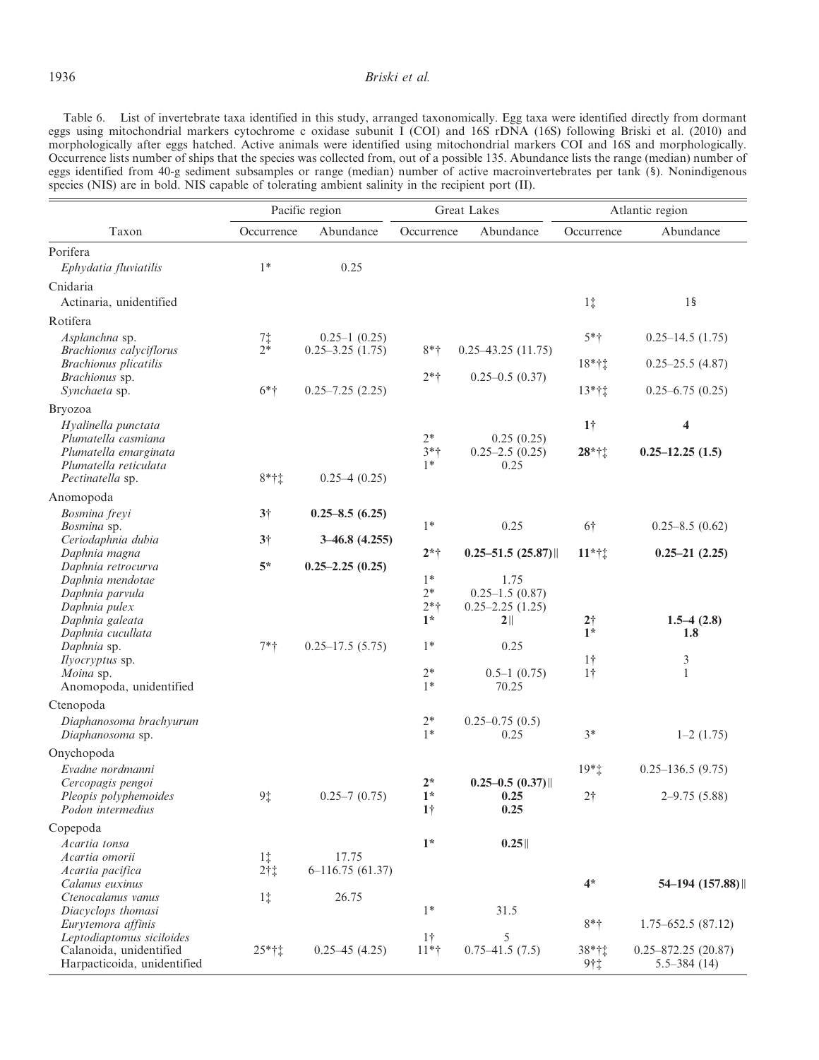Table 6. List of invertebrate taxa identified in this study, arranged taxonomically. Egg taxa were identified directly from dormant eggs using mitochondrial markers cytochrome c oxidase subunit I (COI) and 16S rDNA (16S) following Briski et al. (2010) and morphologically after eggs hatched. Active animals were identified using mitochondrial markers COI and 16S and morphologically. Occurrence lists number of ships that the species was collected from, out of a possible 135. Abundance lists the range (median) number of eggs identified from 40-g sediment subsamples or range (median) number of active macroinvertebrates per tank (§). Nonindigenous species (NIS) are in bold. NIS capable of tolerating ambient salinity in the recipient port (||).

| Taxon | Pacific region | | Great Lakes | | Atlantic region | |
|---|---|---|---|---|---|---|
| | Occurrence | Abundance | Occurrence | Abundance | Occurrence | Abundance |
| Porifera | | | | | | |
| *Ephydatia fluviatilis* | 1* | 0.25 | | | | |
| Cnidaria | | | | | | |
| Actinaria, unidentified | | | | | 1‡ | 1§ |
| Rotifera | | | | | | |
| *Asplanchna* sp. | 7‡ | 0.25–1 (0.25) | | | 5*† | 0.25–14.5 (1.75) |
| *Brachionus calyciflorus* | 2* | 0.25–3.25 (1.75) | 8*† | 0.25–43.25 (11.75) | | |
| *Brachionus plicatilis* | | | | | 18*†‡ | 0.25–25.5 (4.87) |
| *Brachionus* sp. | | | 2*† | 0.25–0.5 (0.37) | | |
| *Synchaeta* sp. | 6*† | 0.25–7.25 (2.25) | | | 13*†‡ | 0.25–6.75 (0.25) |
| Bryozoa | | | | | | |
| *Hyalinella punctata* | | | | | **1†** | **4** |
| *Plumatella casmiana* | | | 2* | 0.25 (0.25) | | |
| *Plumatella emarginata* | | | 3*† | 0.25–2.5 (0.25) | **28*†‡** | **0.25–12.25 (1.5)** |
| *Plumatella reticulata* | | | 1* | 0.25 | | |
| *Pectinatella* sp. | 8*†‡ | 0.25–4 (0.25) | | | | |
| Anomopoda | | | | | | |
| *Bosmina freyi* | **3†** | **0.25–8.5 (6.25)** | | | | |
| *Bosmina* sp. | | | 1* | 0.25 | 6† | 0.25–8.5 (0.62) |
| *Ceriodaphnia dubia* | **3†** | **3–46.8 (4.255)** | | | | |
| *Daphnia magna* | | | **2*†** | **0.25–51.5 (25.87)**\|\| | **11*†‡** | **0.25–21 (2.25)** |
| *Daphnia retrocurva* | **5*** | **0.25–2.25 (0.25)** | | | | |
| *Daphnia mendotae* | | | 1* | 1.75 | | |
| *Daphnia parvula* | | | 2* | 0.25–1.5 (0.87) | | |
| *Daphnia pulex* | | | 2*† | 0.25–2.25 (1.25) | | |
| *Daphnia galeata* | | | **1*** | **2**\|\| | **2†** | **1.5–4 (2.8)** |
| *Daphnia cucullata* | | | | | **1*** | **1.8** |
| *Daphnia* sp. | 7*† | 0.25–17.5 (5.75) | 1* | 0.25 | | |
| *Ilyocryptus* sp. | | | | | 1† | 3 |
| *Moina* sp. | | | 2* | 0.5–1 (0.75) | 1† | 1 |
| Anomopoda, unidentified | | | 1* | 70.25 | | |
| Ctenopoda | | | | | | |
| *Diaphanosoma brachyurum* | | | 2* | 0.25–0.75 (0.5) | | |
| *Diaphanosoma* sp. | | | 1* | 0.25 | 3* | 1–2 (1.75) |
| Onychopoda | | | | | | |
| *Evadne nordmanni* | | | | | 19*‡ | 0.25–136.5 (9.75) |
| *Cercopagis pengoi* | | | **2*** | **0.25–0.5 (0.37)**\|\| | | |
| *Pleopis polyphemoides* | 9‡ | 0.25–7 (0.75) | **1*** | **0.25** | 2† | 2–9.75 (5.88) |
| *Podon intermedius* | | | **1†** | **0.25** | | |
| Copepoda | | | | | | |
| *Acartia tonsa* | | | **1*** | **0.25**\|\| | | |
| *Acartia omorii* | 1‡ | 17.75 | | | | |
| *Acartia pacifica* | 2†‡ | 6–116.75 (61.37) | | | | |
| *Calanus euxinus* | | | | | **4*** | **54–194 (157.88)**\|\| |
| *Ctenocalanus vanus* | 1‡ | 26.75 | | | | |
| *Diacyclops thomasi* | | | 1* | 31.5 | | |
| *Eurytemora affinis* | | | | | 8*† | 1.75–652.5 (87.12) |
| *Leptodiaptomus siciloides* | | | 1† | 5 | | |
| Calanoida, unidentified | 25*†‡ | 0.25–45 (4.25) | 11*† | 0.75–41.5 (7.5) | 38*†‡ | 0.25–872.25 (20.87) |
| Harpacticoida, unidentified | | | | | 9†‡ | 5.5–384 (14) |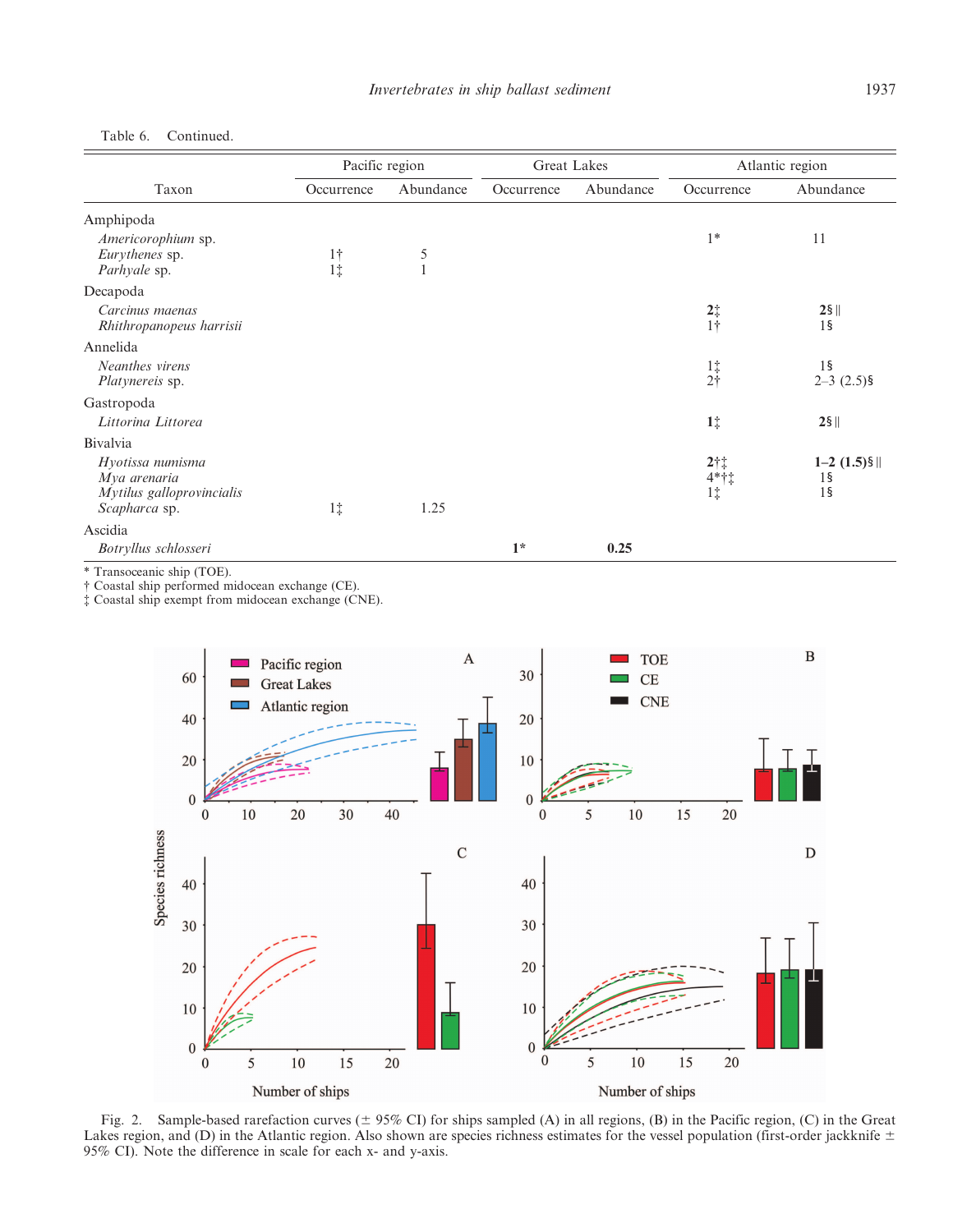Table 6. Continued.

| Taxon | Pacific region | | Great Lakes | | Atlantic region | |
|---|---|---|---|---|---|---|
| | Occurrence | Abundance | Occurrence | Abundance | Occurrence | Abundance |
| Amphipoda | | | | | | |
| *Americorophium* sp. | | | | | 1* | 11 |
| *Eurythenes* sp. | 1† | 5 | | | | |
| *Parhyale* sp. | 1‡ | 1 | | | | |
| Decapoda | | | | | | |
| *Carcinus maenas* | | | | | **2‡** | **2§‖** |
| *Rhithropanopeus harrisii* | | | | | 1† | 1§ |
| Annelida | | | | | | |
| *Neanthes virens* | | | | | 1‡ | 1§ |
| *Platynereis* sp. | | | | | 2† | 2–3 (2.5)§ |
| Gastropoda | | | | | | |
| *Littorina Littorea* | | | | | **1‡** | **2§‖** |
| Bivalvia | | | | | | |
| *Hyotissa numisma* | | | | | **2†‡** | **1–2 (1.5)§‖** |
| *Mya arenaria* | | | | | 4*†‡ | 1§ |
| *Mytilus galloprovincialis* | | | | | 1‡ | 1§ |
| *Scapharca* sp. | 1‡ | 1.25 | | | | |
| Ascidia | | | | | | |
| *Botryllus schlosseri* | | | **1*** | **0.25** | | |

\* Transoceanic ship (TOE).
† Coastal ship performed midocean exchange (CE).
‡ Coastal ship exempt from midocean exchange (CNE).

Fig. 2. Sample-based rarefaction curves (± 95% CI) for ships sampled (A) in all regions, (B) in the Pacific region, (C) in the Great Lakes region, and (D) in the Atlantic region. Also shown are species richness estimates for the vessel population (first-order jackknife ± 95% CI). Note the difference in scale for each x- and y-axis.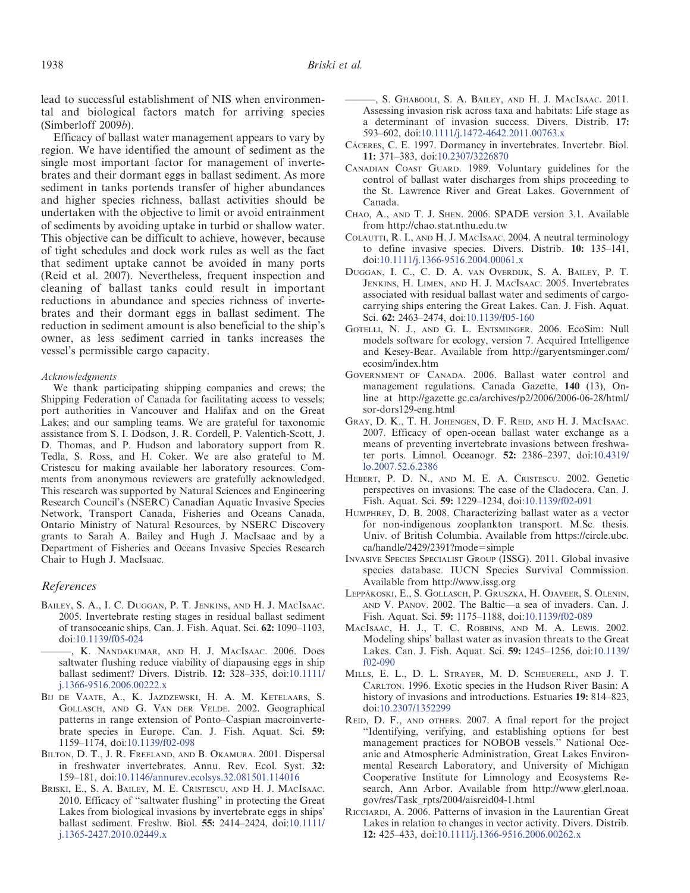lead to successful establishment of NIS when environmental and biological factors match for arriving species (Simberloff 2009*b*).

Efficacy of ballast water management appears to vary by region. We have identified the amount of sediment as the single most important factor for management of invertebrates and their dormant eggs in ballast sediment. As more sediment in tanks portends transfer of higher abundances and higher species richness, ballast activities should be undertaken with the objective to limit or avoid entrainment of sediments by avoiding uptake in turbid or shallow water. This objective can be difficult to achieve, however, because of tight schedules and dock work rules as well as the fact that sediment uptake cannot be avoided in many ports (Reid et al. 2007). Nevertheless, frequent inspection and cleaning of ballast tanks could result in important reductions in abundance and species richness of invertebrates and their dormant eggs in ballast sediment. The reduction in sediment amount is also beneficial to the ship's owner, as less sediment carried in tanks increases the vessel's permissible cargo capacity.

*Acknowledgments*

We thank participating shipping companies and crews; the Shipping Federation of Canada for facilitating access to vessels; port authorities in Vancouver and Halifax and on the Great Lakes; and our sampling teams. We are grateful for taxonomic assistance from S. I. Dodson, J. R. Cordell, P. Valentich-Scott, J. D. Thomas, and P. Hudson and laboratory support from R. Tedla, S. Ross, and H. Coker. We are also grateful to M. Cristescu for making available her laboratory resources. Comments from anonymous reviewers are gratefully acknowledged. This research was supported by Natural Sciences and Engineering Research Council's (NSERC) Canadian Aquatic Invasive Species Network, Transport Canada, Fisheries and Oceans Canada, Ontario Ministry of Natural Resources, by NSERC Discovery grants to Sarah A. Bailey and Hugh J. MacIsaac and by a Department of Fisheries and Oceans Invasive Species Research Chair to Hugh J. MacIsaac.

## References

Bailey, S. A., I. C. Duggan, P. T. Jenkins, and H. J. MacIsaac. 2005. Invertebrate resting stages in residual ballast sediment of transoceanic ships. Can. J. Fish. Aquat. Sci. **62:** 1090–1103, doi:10.1139/f05-024

———, K. Nandakumar, and H. J. MacIsaac. 2006. Does saltwater flushing reduce viability of diapausing eggs in ship ballast sediment? Divers. Distrib. **12:** 328–335, doi:10.1111/j.1366-9516.2006.00222.x

Bij de Vaate, A., K. Jazdzewski, H. A. M. Ketelaars, S. Gollasch, and G. Van der Velde. 2002. Geographical patterns in range extension of Ponto–Caspian macroinvertebrate species in Europe. Can. J. Fish. Aquat. Sci. **59:** 1159–1174, doi:10.1139/f02-098

Bilton, D. T., J. R. Freeland, and B. Okamura. 2001. Dispersal in freshwater invertebrates. Annu. Rev. Ecol. Syst. **32:** 159–181, doi:10.1146/annurev.ecolsys.32.081501.114016

Briski, E., S. A. Bailey, M. E. Cristescu, and H. J. MacIsaac. 2010. Efficacy of "saltwater flushing" in protecting the Great Lakes from biological invasions by invertebrate eggs in ships' ballast sediment. Freshw. Biol. **55:** 2414–2424, doi:10.1111/j.1365-2427.2010.02449.x

———, S. Ghabooli, S. A. Bailey, and H. J. MacIsaac. 2011. Assessing invasion risk across taxa and habitats: Life stage as a determinant of invasion success. Divers. Distrib. **17:** 593–602, doi:10.1111/j.1472-4642.2011.00763.x

Cáceres, C. E. 1997. Dormancy in invertebrates. Invertebr. Biol. **11:** 371–383, doi:10.2307/3226870

Canadian Coast Guard. 1989. Voluntary guidelines for the control of ballast water discharges from ships proceeding to the St. Lawrence River and Great Lakes. Government of Canada.

Chao, A., and T. J. Shen. 2006. SPADE version 3.1. Available from http://chao.stat.nthu.edu.tw

Colautti, R. I., and H. J. MacIsaac. 2004. A neutral terminology to define invasive species. Divers. Distrib. **10:** 135–141, doi:10.1111/j.1366-9516.2004.00061.x

Duggan, I. C., C. D. A. van Overdijk, S. A. Bailey, P. T. Jenkins, H. Limen, and H. J. MacIsaac. 2005. Invertebrates associated with residual ballast water and sediments of cargo-carrying ships entering the Great Lakes. Can. J. Fish. Aquat. Sci. **62:** 2463–2474, doi:10.1139/f05-160

Gotelli, N. J., and G. L. Entsminger. 2006. EcoSim: Null models software for ecology, version 7. Acquired Intelligence and Kesey-Bear. Available from http://garyentsminger.com/ecosim/index.htm

Government of Canada. 2006. Ballast water control and management regulations. Canada Gazette, **140** (13), Online at http://gazette.gc.ca/archives/p2/2006/2006-06-28/html/sor-dors129-eng.html

Gray, D. K., T. H. Johengen, D. F. Reid, and H. J. MacIsaac. 2007. Efficacy of open-ocean ballast water exchange as a means of preventing invertebrate invasions between freshwater ports. Limnol. Oceanogr. **52:** 2386–2397, doi:10.4319/lo.2007.52.6.2386

Hebert, P. D. N., and M. E. A. Cristescu. 2002. Genetic perspectives on invasions: The case of the Cladocera. Can. J. Fish. Aquat. Sci. **59:** 1229–1234, doi:10.1139/f02-091

Humphrey, D. B. 2008. Characterizing ballast water as a vector for non-indigenous zooplankton transport. M.Sc. thesis. Univ. of British Columbia. Available from https://circle.ubc.ca/handle/2429/2391?mode=simple

Invasive Species Specialist Group (ISSG). 2011. Global invasive species database. IUCN Species Survival Commission. Available from http://www.issg.org

Leppäkoski, E., S. Gollasch, P. Gruszka, H. Ojaveer, S. Olenin, and V. Panov. 2002. The Baltic—a sea of invaders. Can. J. Fish. Aquat. Sci. **59:** 1175–1188, doi:10.1139/f02-089

MacIsaac, H. J., T. C. Robbins, and M. A. Lewis. 2002. Modeling ships' ballast water as invasion threats to the Great Lakes. Can. J. Fish. Aquat. Sci. **59:** 1245–1256, doi:10.1139/f02-090

Mills, E. L., D. L. Strayer, M. D. Scheuerell, and J. T. Carlton. 1996. Exotic species in the Hudson River Basin: A history of invasions and introductions. Estuaries **19:** 814–823, doi:10.2307/1352299

Reid, D. F., and others. 2007. A final report for the project "Identifying, verifying, and establishing options for best management practices for NOBOB vessels." National Oceanic and Atmospheric Administration, Great Lakes Environmental Research Laboratory, and University of Michigan Cooperative Institute for Limnology and Ecosystems Research, Ann Arbor. Available from http://www.glerl.noaa.gov/res/Task_rpts/2004/aisreid04-1.html

Ricciardi, A. 2006. Patterns of invasion in the Laurentian Great Lakes in relation to changes in vector activity. Divers. Distrib. **12:** 425–433, doi:10.1111/j.1366-9516.2006.00262.x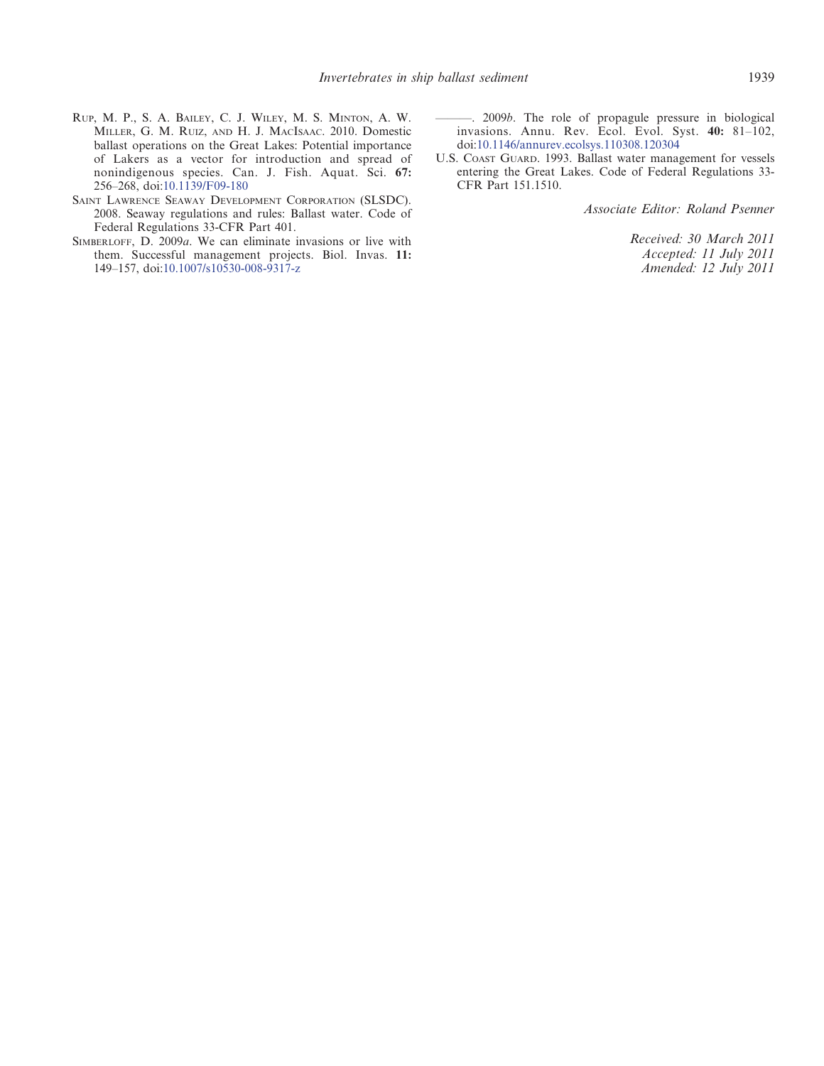Rup, M. P., S. A. Bailey, C. J. Wiley, M. S. Minton, A. W. Miller, G. M. Ruiz, and H. J. MacIsaac. 2010. Domestic ballast operations on the Great Lakes: Potential importance of Lakers as a vector for introduction and spread of nonindigenous species. Can. J. Fish. Aquat. Sci. **67:** 256–268, doi:10.1139/F09-180

Saint Lawrence Seaway Development Corporation (SLSDC). 2008. Seaway regulations and rules: Ballast water. Code of Federal Regulations 33-CFR Part 401.

Simberloff, D. 2009*a*. We can eliminate invasions or live with them. Successful management projects. Biol. Invas. **11:** 149–157, doi:10.1007/s10530-008-9317-z

———. 2009*b*. The role of propagule pressure in biological invasions. Annu. Rev. Ecol. Evol. Syst. **40:** 81–102, doi:10.1146/annurev.ecolsys.110308.120304

U.S. Coast Guard. 1993. Ballast water management for vessels entering the Great Lakes. Code of Federal Regulations 33-CFR Part 151.1510.

*Associate Editor: Roland Psenner*

*Received: 30 March 2011*
*Accepted: 11 July 2011*
*Amended: 12 July 2011*